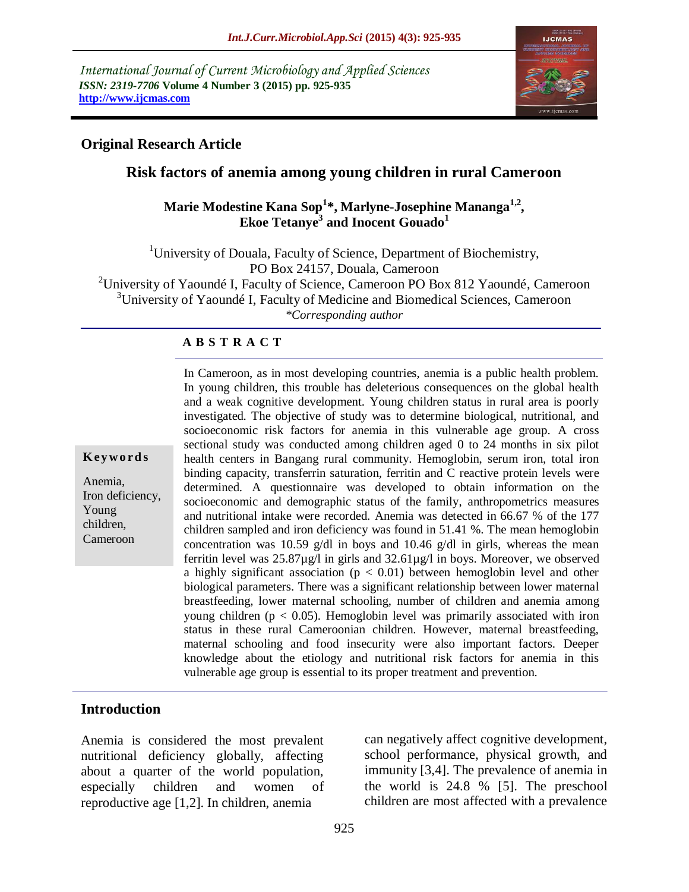International Journal of Current Microbiology and Applied Sciences
*ISSN: 2319-7706* **Volume 4 Number 3 (2015) pp. 925-935**
**http://www.ijcmas.com**

**Original Research Article**

# Risk factors of anemia among young children in rural Cameroon

**Marie Modestine Kana Sop[1]\*, Marlyne-Josephine Mananga[1,2], Ekoe Tetanye[3] and Inocent Gouado[1]**

[1]University of Douala, Faculty of Science, Department of Biochemistry, PO Box 24157, Douala, Cameroon
[2]University of Yaoundé I, Faculty of Science, Cameroon PO Box 812 Yaoundé, Cameroon
[3]University of Yaoundé I, Faculty of Medicine and Biomedical Sciences, Cameroon
*\*Corresponding author*

## A B S T R A C T

In Cameroon, as in most developing countries, anemia is a public health problem. In young children, this trouble has deleterious consequences on the global health and a weak cognitive development. Young children status in rural area is poorly investigated. The objective of study was to determine biological, nutritional, and socioeconomic risk factors for anemia in this vulnerable age group. A cross sectional study was conducted among children aged 0 to 24 months in six pilot health centers in Bangang rural community. Hemoglobin, serum iron, total iron binding capacity, transferrin saturation, ferritin and C reactive protein levels were determined. A questionnaire was developed to obtain information on the socioeconomic and demographic status of the family, anthropometrics measures and nutritional intake were recorded. Anemia was detected in 66.67 % of the 177 children sampled and iron deficiency was found in 51.41 %. The mean hemoglobin concentration was 10.59 g/dl in boys and 10.46 g/dl in girls, whereas the mean ferritin level was 25.87µg/l in girls and 32.61µg/l in boys. Moreover, we observed a highly significant association ($p < 0.01$) between hemoglobin level and other biological parameters. There was a significant relationship between lower maternal breastfeeding, lower maternal schooling, number of children and anemia among young children ($p < 0.05$). Hemoglobin level was primarily associated with iron status in these rural Cameroonian children. However, maternal breastfeeding, maternal schooling and food insecurity were also important factors. Deeper knowledge about the etiology and nutritional risk factors for anemia in this vulnerable age group is essential to its proper treatment and prevention.

**Keywords**

Anemia, Iron deficiency, Young children, Cameroon

## Introduction

Anemia is considered the most prevalent nutritional deficiency globally, affecting about a quarter of the world population, especially children and women of reproductive age [1,2]. In children, anemia can negatively affect cognitive development, school performance, physical growth, and immunity [3,4]. The prevalence of anemia in the world is 24.8 % [5]. The preschool children are most affected with a prevalence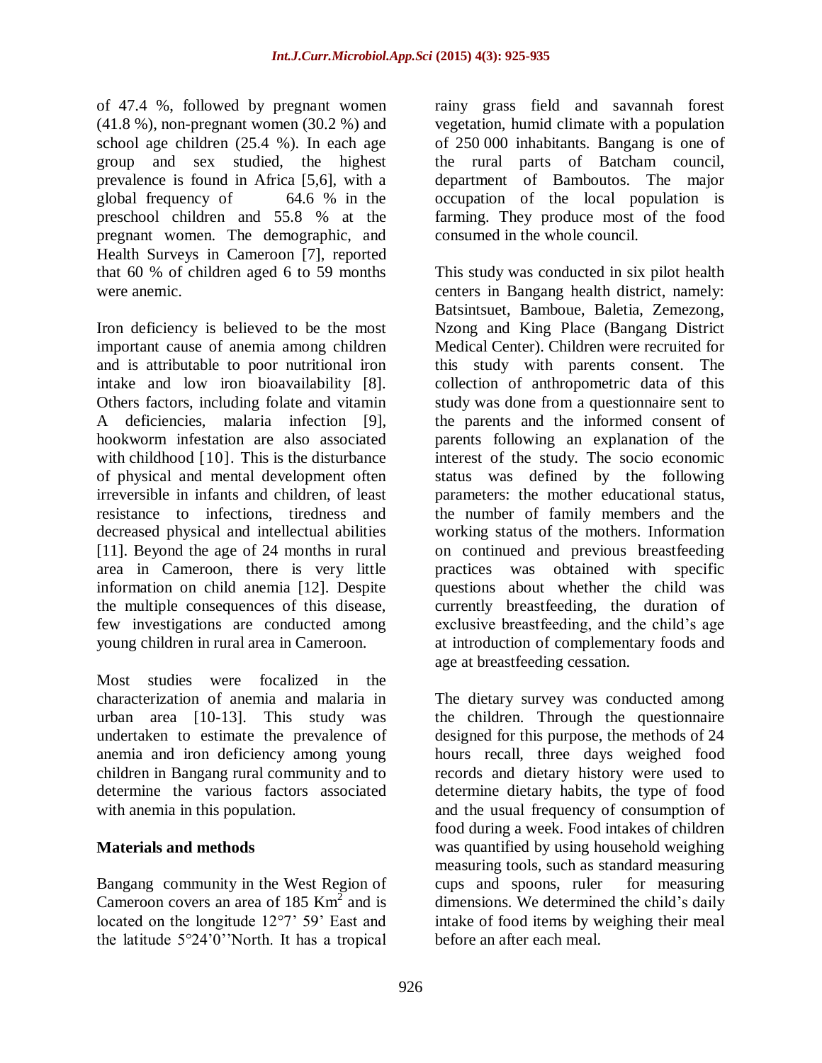of 47.4 %, followed by pregnant women (41.8 %), non-pregnant women (30.2 %) and school age children (25.4 %). In each age group and sex studied, the highest prevalence is found in Africa [5,6], with a global frequency of 64.6 % in the preschool children and 55.8 % at the pregnant women. The demographic, and Health Surveys in Cameroon [7], reported that 60 % of children aged 6 to 59 months were anemic.

Iron deficiency is believed to be the most important cause of anemia among children and is attributable to poor nutritional iron intake and low iron bioavailability [8]. Others factors, including folate and vitamin A deficiencies, malaria infection [9], hookworm infestation are also associated with childhood [10]. This is the disturbance of physical and mental development often irreversible in infants and children, of least resistance to infections, tiredness and decreased physical and intellectual abilities [11]. Beyond the age of 24 months in rural area in Cameroon, there is very little information on child anemia [12]. Despite the multiple consequences of this disease, few investigations are conducted among young children in rural area in Cameroon.

Most studies were focalized in the characterization of anemia and malaria in urban area [10-13]. This study was undertaken to estimate the prevalence of anemia and iron deficiency among young children in Bangang rural community and to determine the various factors associated with anemia in this population.

## Materials and methods

Bangang community in the West Region of Cameroon covers an area of 185 $Km^2$ and is located on the longitude 12°7' 59' East and the latitude 5°24'0''North. It has a tropical rainy grass field and savannah forest vegetation, humid climate with a population of 250 000 inhabitants. Bangang is one of the rural parts of Batcham council, department of Bamboutos. The major occupation of the local population is farming. They produce most of the food consumed in the whole council.

This study was conducted in six pilot health centers in Bangang health district, namely: Batsintsuet, Bamboue, Baletia, Zemezong, Nzong and King Place (Bangang District Medical Center). Children were recruited for this study with parents consent. The collection of anthropometric data of this study was done from a questionnaire sent to the parents and the informed consent of parents following an explanation of the interest of the study. The socio economic status was defined by the following parameters: the mother educational status, the number of family members and the working status of the mothers. Information on continued and previous breastfeeding practices was obtained with specific questions about whether the child was currently breastfeeding, the duration of exclusive breastfeeding, and the child's age at introduction of complementary foods and age at breastfeeding cessation.

The dietary survey was conducted among the children. Through the questionnaire designed for this purpose, the methods of 24 hours recall, three days weighed food records and dietary history were used to determine dietary habits, the type of food and the usual frequency of consumption of food during a week. Food intakes of children was quantified by using household weighing measuring tools, such as standard measuring cups and spoons, ruler for measuring dimensions. We determined the child's daily intake of food items by weighing their meal before an after each meal.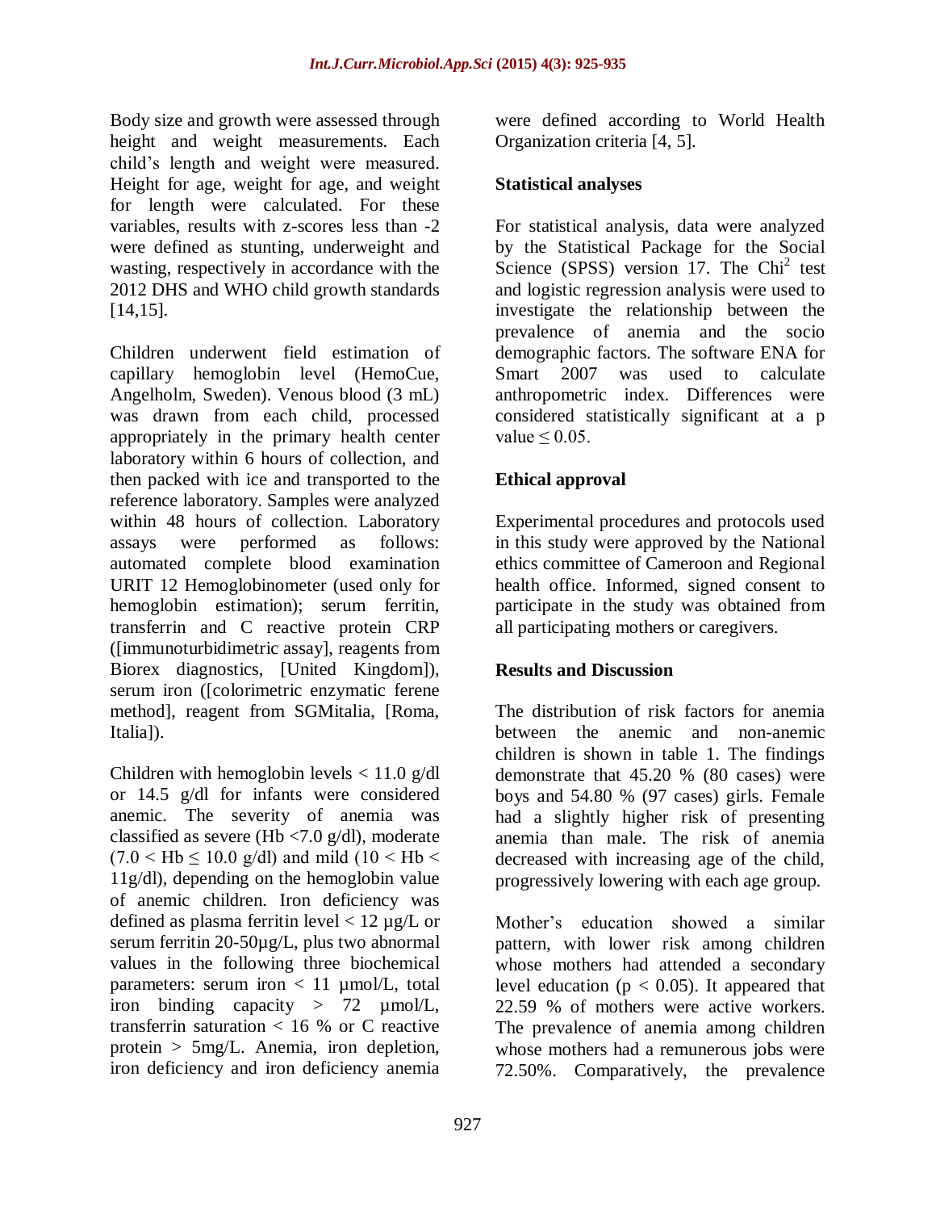Body size and growth were assessed through height and weight measurements. Each child's length and weight were measured. Height for age, weight for age, and weight for length were calculated. For these variables, results with z-scores less than -2 were defined as stunting, underweight and wasting, respectively in accordance with the 2012 DHS and WHO child growth standards [14,15].

Children underwent field estimation of capillary hemoglobin level (HemoCue, Angelholm, Sweden). Venous blood (3 mL) was drawn from each child, processed appropriately in the primary health center laboratory within 6 hours of collection, and then packed with ice and transported to the reference laboratory. Samples were analyzed within 48 hours of collection. Laboratory assays were performed as follows: automated complete blood examination URIT 12 Hemoglobinometer (used only for hemoglobin estimation); serum ferritin, transferrin and C reactive protein CRP ([immunoturbidimetric assay], reagents from Biorex diagnostics, [United Kingdom]), serum iron ([colorimetric enzymatic ferene method], reagent from SGMitalia, [Roma, Italia]).

Children with hemoglobin levels $< 11.0$ g/dl or 14.5 g/dl for infants were considered anemic. The severity of anemia was classified as severe (Hb $<7.0$ g/dl), moderate ($7.0 < \text{Hb} \leq 10.0$ g/dl) and mild ($10 < \text{Hb} < 11$g/dl), depending on the hemoglobin value of anemic children. Iron deficiency was defined as plasma ferritin level $< 12$ µg/L or serum ferritin 20-50µg/L, plus two abnormal values in the following three biochemical parameters: serum iron $< 11$ µmol/L, total iron binding capacity $> 72$ µmol/L, transferrin saturation $< 16$ % or C reactive protein $> 5$mg/L. Anemia, iron depletion, iron deficiency and iron deficiency anemia were defined according to World Health Organization criteria [4, 5].

## Statistical analyses

For statistical analysis, data were analyzed by the Statistical Package for the Social Science (SPSS) version 17. The $\text{Chi}^2$ test and logistic regression analysis were used to investigate the relationship between the prevalence of anemia and the socio demographic factors. The software ENA for Smart 2007 was used to calculate anthropometric index. Differences were considered statistically significant at a p value $\leq 0.05$.

## Ethical approval

Experimental procedures and protocols used in this study were approved by the National ethics committee of Cameroon and Regional health office. Informed, signed consent to participate in the study was obtained from all participating mothers or caregivers.

## Results and Discussion

The distribution of risk factors for anemia between the anemic and non-anemic children is shown in table 1. The findings demonstrate that 45.20 % (80 cases) were boys and 54.80 % (97 cases) girls. Female had a slightly higher risk of presenting anemia than male. The risk of anemia decreased with increasing age of the child, progressively lowering with each age group.

Mother's education showed a similar pattern, with lower risk among children whose mothers had attended a secondary level education ($p < 0.05$). It appeared that 22.59 % of mothers were active workers. The prevalence of anemia among children whose mothers had a remunerous jobs were 72.50%. Comparatively, the prevalence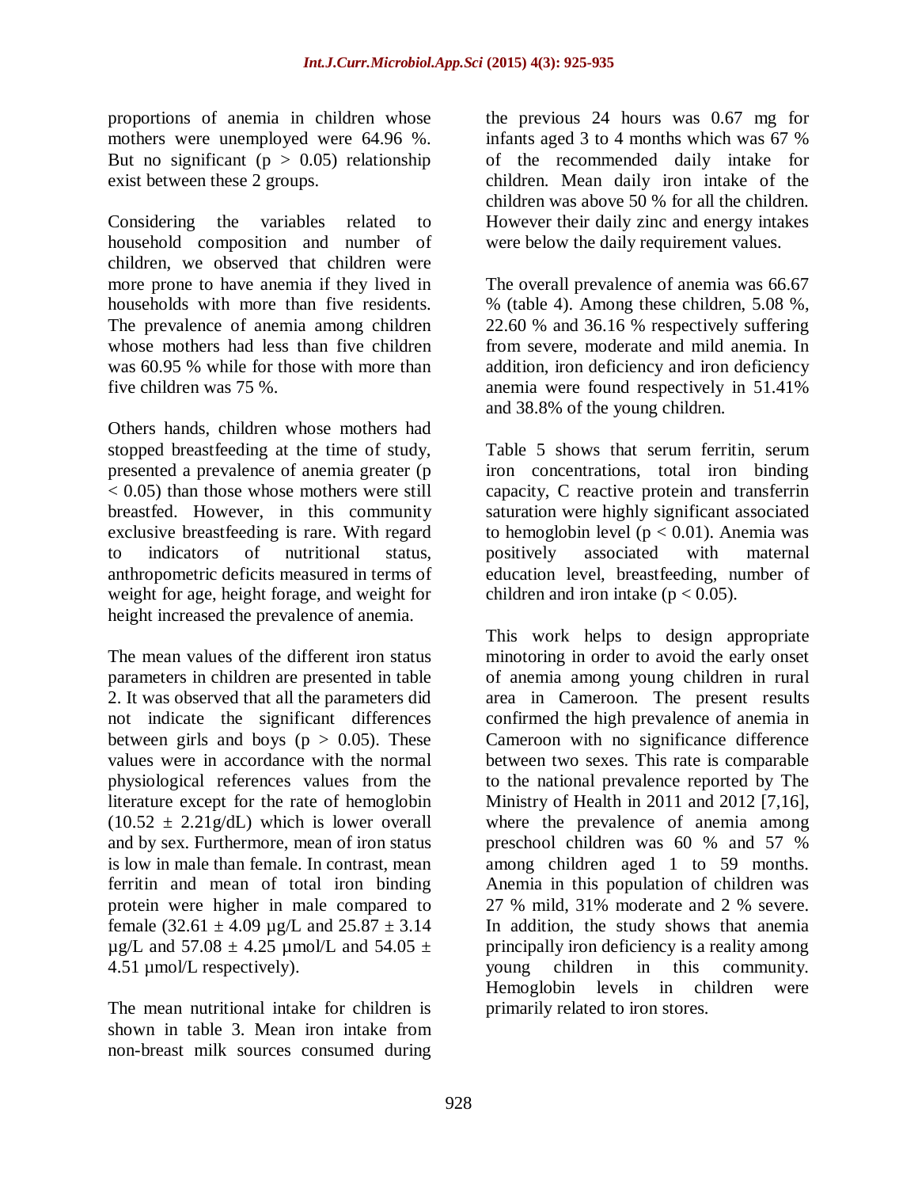proportions of anemia in children whose mothers were unemployed were 64.96 %. But no significant ($p > 0.05$) relationship exist between these 2 groups.

Considering the variables related to household composition and number of children, we observed that children were more prone to have anemia if they lived in households with more than five residents. The prevalence of anemia among children whose mothers had less than five children was 60.95 % while for those with more than five children was 75 %.

Others hands, children whose mothers had stopped breastfeeding at the time of study, presented a prevalence of anemia greater ($p < 0.05$) than those whose mothers were still breastfed. However, in this community exclusive breastfeeding is rare. With regard to indicators of nutritional status, anthropometric deficits measured in terms of weight for age, height forage, and weight for height increased the prevalence of anemia.

The mean values of the different iron status parameters in children are presented in table 2. It was observed that all the parameters did not indicate the significant differences between girls and boys ($p > 0.05$). These values were in accordance with the normal physiological references values from the literature except for the rate of hemoglobin ($10.52 \pm 2.21$g/dL) which is lower overall and by sex. Furthermore, mean of iron status is low in male than female. In contrast, mean ferritin and mean of total iron binding protein were higher in male compared to female ($32.61 \pm 4.09$ µg/L and $25.87 \pm 3.14$ µg/L and $57.08 \pm 4.25$ µmol/L and $54.05 \pm 4.51$ µmol/L respectively).

The mean nutritional intake for children is shown in table 3. Mean iron intake from non-breast milk sources consumed during the previous 24 hours was 0.67 mg for infants aged 3 to 4 months which was 67 % of the recommended daily intake for children. Mean daily iron intake of the children was above 50 % for all the children. However their daily zinc and energy intakes were below the daily requirement values.

The overall prevalence of anemia was 66.67 % (table 4). Among these children, 5.08 %, 22.60 % and 36.16 % respectively suffering from severe, moderate and mild anemia. In addition, iron deficiency and iron deficiency anemia were found respectively in 51.41% and 38.8% of the young children.

Table 5 shows that serum ferritin, serum iron concentrations, total iron binding capacity, C reactive protein and transferrin saturation were highly significant associated to hemoglobin level ($p < 0.01$). Anemia was positively associated with maternal education level, breastfeeding, number of children and iron intake ($p < 0.05$).

This work helps to design appropriate minotoring in order to avoid the early onset of anemia among young children in rural area in Cameroon. The present results confirmed the high prevalence of anemia in Cameroon with no significance difference between two sexes. This rate is comparable to the national prevalence reported by The Ministry of Health in 2011 and 2012 [7,16], where the prevalence of anemia among preschool children was 60 % and 57 % among children aged 1 to 59 months. Anemia in this population of children was 27 % mild, 31% moderate and 2 % severe. In addition, the study shows that anemia principally iron deficiency is a reality among young children in this community. Hemoglobin levels in children were primarily related to iron stores.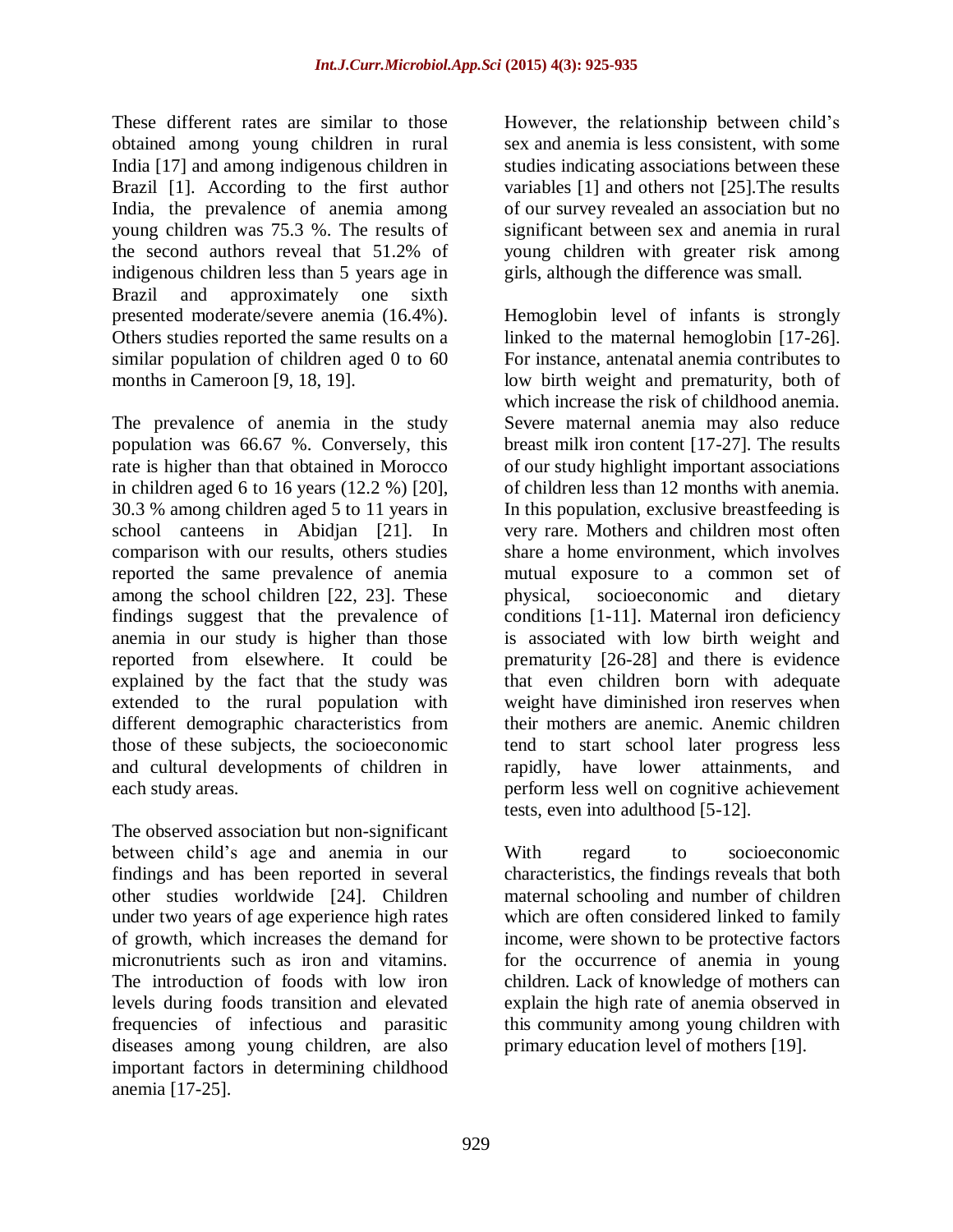These different rates are similar to those obtained among young children in rural India [17] and among indigenous children in Brazil [1]. According to the first author India, the prevalence of anemia among young children was 75.3 %. The results of the second authors reveal that 51.2% of indigenous children less than 5 years age in Brazil and approximately one sixth presented moderate/severe anemia (16.4%). Others studies reported the same results on a similar population of children aged 0 to 60 months in Cameroon [9, 18, 19].

The prevalence of anemia in the study population was 66.67 %. Conversely, this rate is higher than that obtained in Morocco in children aged 6 to 16 years (12.2 %) [20], 30.3 % among children aged 5 to 11 years in school canteens in Abidjan [21]. In comparison with our results, others studies reported the same prevalence of anemia among the school children [22, 23]. These findings suggest that the prevalence of anemia in our study is higher than those reported from elsewhere. It could be explained by the fact that the study was extended to the rural population with different demographic characteristics from those of these subjects, the socioeconomic and cultural developments of children in each study areas.

The observed association but non-significant between child's age and anemia in our findings and has been reported in several other studies worldwide [24]. Children under two years of age experience high rates of growth, which increases the demand for micronutrients such as iron and vitamins. The introduction of foods with low iron levels during foods transition and elevated frequencies of infectious and parasitic diseases among young children, are also important factors in determining childhood anemia [17-25].

However, the relationship between child's sex and anemia is less consistent, with some studies indicating associations between these variables [1] and others not [25].The results of our survey revealed an association but no significant between sex and anemia in rural young children with greater risk among girls, although the difference was small.

Hemoglobin level of infants is strongly linked to the maternal hemoglobin [17-26]. For instance, antenatal anemia contributes to low birth weight and prematurity, both of which increase the risk of childhood anemia. Severe maternal anemia may also reduce breast milk iron content [17-27]. The results of our study highlight important associations of children less than 12 months with anemia. In this population, exclusive breastfeeding is very rare. Mothers and children most often share a home environment, which involves mutual exposure to a common set of physical, socioeconomic and dietary conditions [1-11]. Maternal iron deficiency is associated with low birth weight and prematurity [26-28] and there is evidence that even children born with adequate weight have diminished iron reserves when their mothers are anemic. Anemic children tend to start school later progress less rapidly, have lower attainments, and perform less well on cognitive achievement tests, even into adulthood [5-12].

With regard to socioeconomic characteristics, the findings reveals that both maternal schooling and number of children which are often considered linked to family income, were shown to be protective factors for the occurrence of anemia in young children. Lack of knowledge of mothers can explain the high rate of anemia observed in this community among young children with primary education level of mothers [19].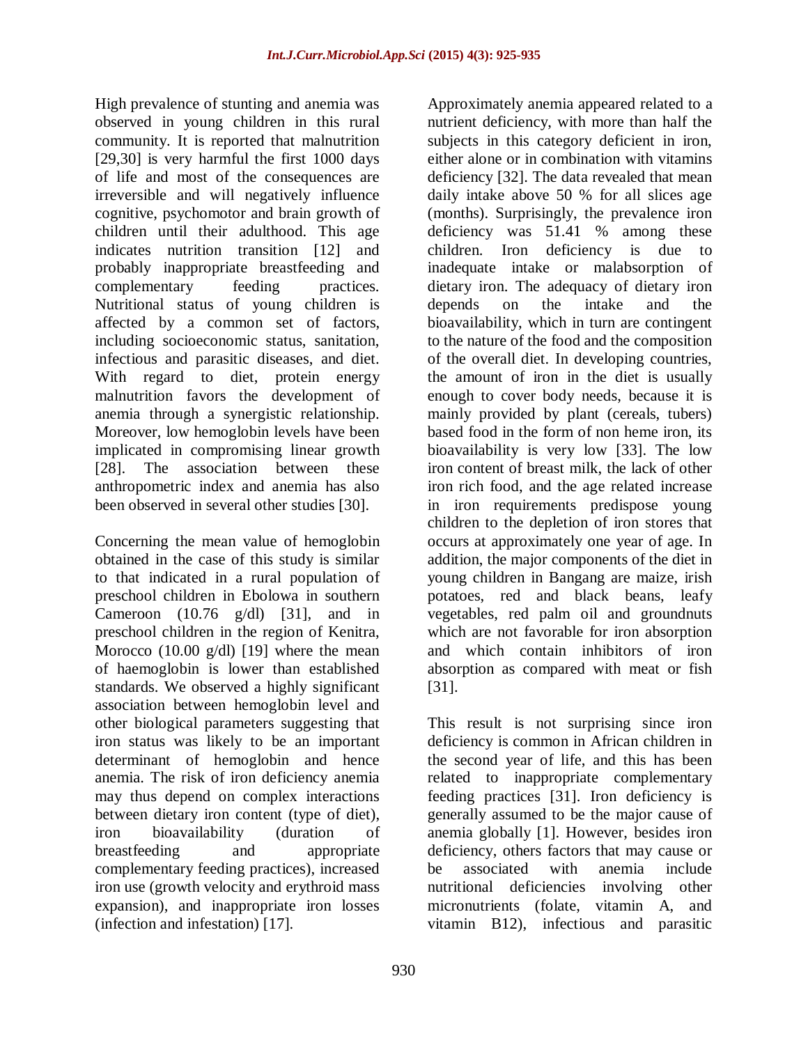High prevalence of stunting and anemia was observed in young children in this rural community. It is reported that malnutrition [29,30] is very harmful the first 1000 days of life and most of the consequences are irreversible and will negatively influence cognitive, psychomotor and brain growth of children until their adulthood. This age indicates nutrition transition [12] and probably inappropriate breastfeeding and complementary feeding practices. Nutritional status of young children is affected by a common set of factors, including socioeconomic status, sanitation, infectious and parasitic diseases, and diet. With regard to diet, protein energy malnutrition favors the development of anemia through a synergistic relationship. Moreover, low hemoglobin levels have been implicated in compromising linear growth [28]. The association between these anthropometric index and anemia has also been observed in several other studies [30].

Concerning the mean value of hemoglobin obtained in the case of this study is similar to that indicated in a rural population of preschool children in Ebolowa in southern Cameroon (10.76 g/dl) [31], and in preschool children in the region of Kenitra, Morocco (10.00 g/dl) [19] where the mean of haemoglobin is lower than established standards. We observed a highly significant association between hemoglobin level and other biological parameters suggesting that iron status was likely to be an important determinant of hemoglobin and hence anemia. The risk of iron deficiency anemia may thus depend on complex interactions between dietary iron content (type of diet), iron bioavailability (duration of breastfeeding and appropriate complementary feeding practices), increased iron use (growth velocity and erythroid mass expansion), and inappropriate iron losses (infection and infestation) [17].

Approximately anemia appeared related to a nutrient deficiency, with more than half the subjects in this category deficient in iron, either alone or in combination with vitamins deficiency [32]. The data revealed that mean daily intake above 50 % for all slices age (months). Surprisingly, the prevalence iron deficiency was 51.41 % among these children. Iron deficiency is due to inadequate intake or malabsorption of dietary iron. The adequacy of dietary iron depends on the intake and the bioavailability, which in turn are contingent to the nature of the food and the composition of the overall diet. In developing countries, the amount of iron in the diet is usually enough to cover body needs, because it is mainly provided by plant (cereals, tubers) based food in the form of non heme iron, its bioavailability is very low [33]. The low iron content of breast milk, the lack of other iron rich food, and the age related increase in iron requirements predispose young children to the depletion of iron stores that occurs at approximately one year of age. In addition, the major components of the diet in young children in Bangang are maize, irish potatoes, red and black beans, leafy vegetables, red palm oil and groundnuts which are not favorable for iron absorption and which contain inhibitors of iron absorption as compared with meat or fish [31].

This result is not surprising since iron deficiency is common in African children in the second year of life, and this has been related to inappropriate complementary feeding practices [31]. Iron deficiency is generally assumed to be the major cause of anemia globally [1]. However, besides iron deficiency, others factors that may cause or be associated with anemia include nutritional deficiencies involving other micronutrients (folate, vitamin A, and vitamin B12), infectious and parasitic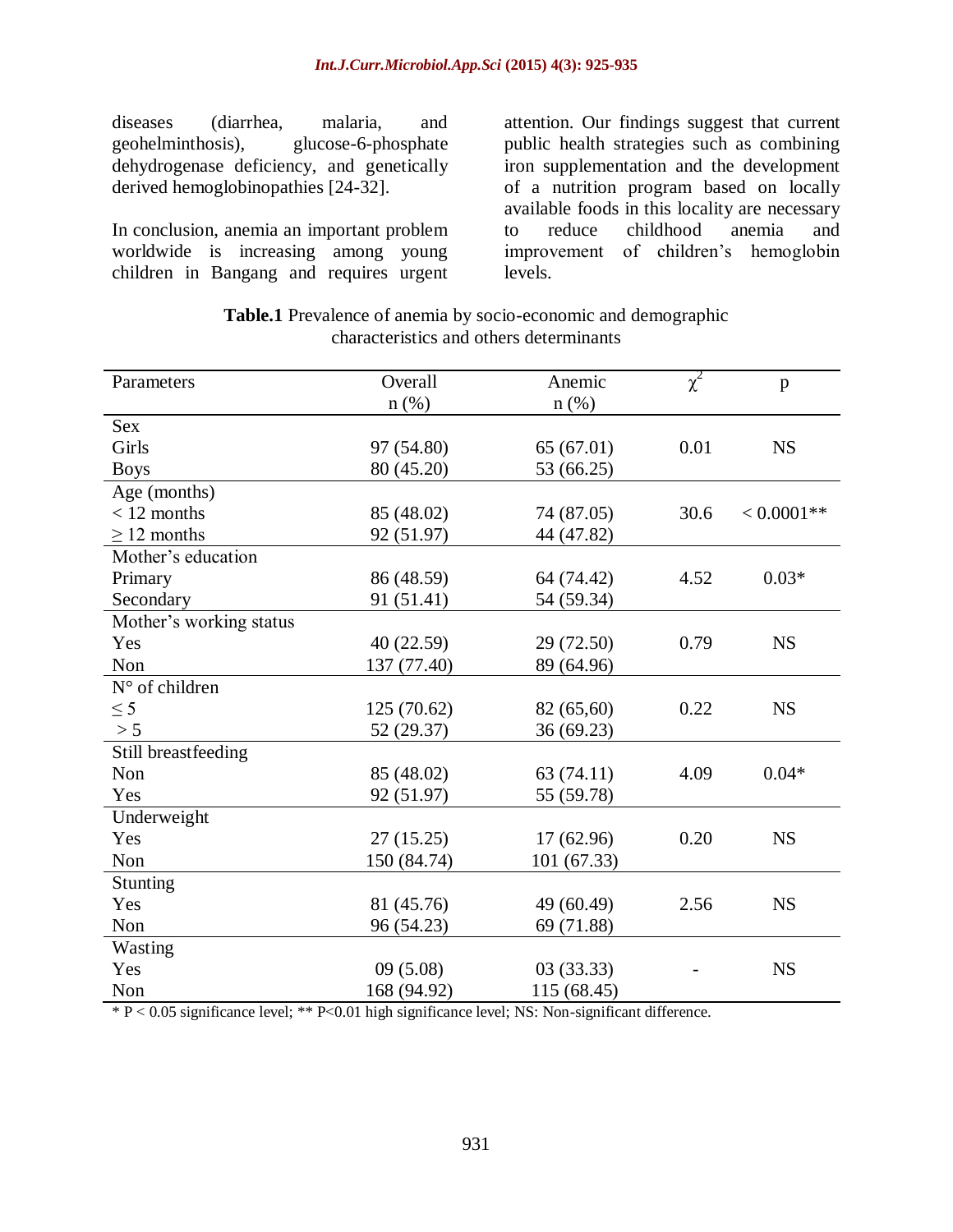diseases (diarrhea, malaria, and geohelminthosis), glucose-6-phosphate dehydrogenase deficiency, and genetically derived hemoglobinopathies [24-32].

In conclusion, anemia an important problem worldwide is increasing among young children in Bangang and requires urgent attention. Our findings suggest that current public health strategies such as combining iron supplementation and the development of a nutrition program based on locally available foods in this locality are necessary to reduce childhood anemia and improvement of children's hemoglobin levels.

**Table.1** Prevalence of anemia by socio-economic and demographic characteristics and others determinants

| Parameters | Overall n (%) | Anemic n (%) | $\chi^2$ | p |
|---|---|---|---|---|
| Sex | | | | |
| Girls | 97 (54.80) | 65 (67.01) | 0.01 | NS |
| Boys | 80 (45.20) | 53 (66.25) | | |
| Age (months) | | | | |
| < 12 months | 85 (48.02) | 74 (87.05) | 30.6 | < 0.0001** |
| ≥ 12 months | 92 (51.97) | 44 (47.82) | | |
| Mother's education | | | | |
| Primary | 86 (48.59) | 64 (74.42) | 4.52 | 0.03* |
| Secondary | 91 (51.41) | 54 (59.34) | | |
| Mother's working status | | | | |
| Yes | 40 (22.59) | 29 (72.50) | 0.79 | NS |
| Non | 137 (77.40) | 89 (64.96) | | |
| N° of children | | | | |
| ≤ 5 | 125 (70.62) | 82 (65,60) | 0.22 | NS |
| > 5 | 52 (29.37) | 36 (69.23) | | |
| Still breastfeeding | | | | |
| Non | 85 (48.02) | 63 (74.11) | 4.09 | 0.04* |
| Yes | 92 (51.97) | 55 (59.78) | | |
| Underweight | | | | |
| Yes | 27 (15.25) | 17 (62.96) | 0.20 | NS |
| Non | 150 (84.74) | 101 (67.33) | | |
| Stunting | | | | |
| Yes | 81 (45.76) | 49 (60.49) | 2.56 | NS |
| Non | 96 (54.23) | 69 (71.88) | | |
| Wasting | | | | |
| Yes | 09 (5.08) | 03 (33.33) | - | NS |
| Non | 168 (94.92) | 115 (68.45) | | |

* P < 0.05 significance level; ** P<0.01 high significance level; NS: Non-significant difference.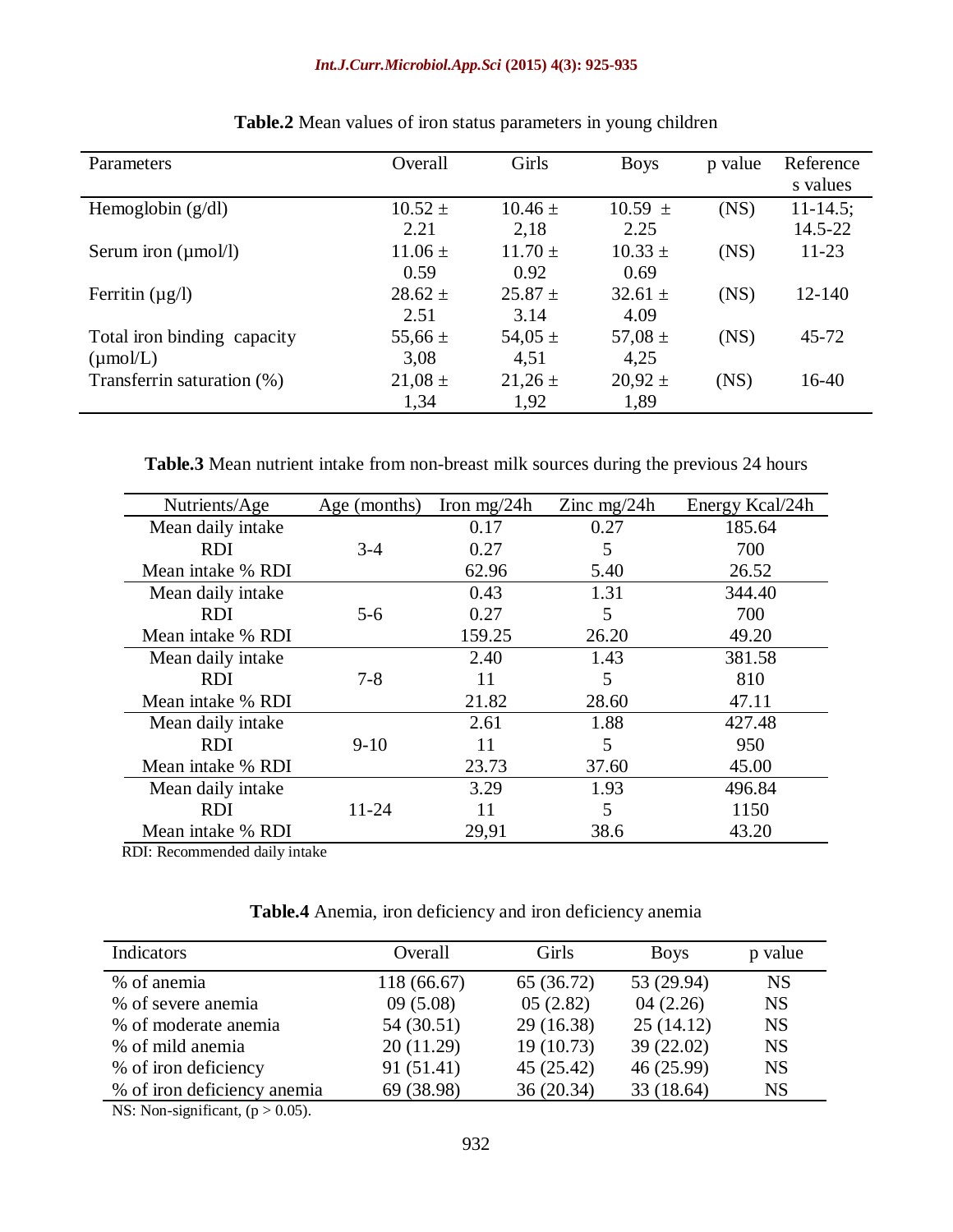**Table.2** Mean values of iron status parameters in young children

| Parameters | Overall | Girls | Boys | p value | References values |
|---|---|---|---|---|---|
| Hemoglobin (g/dl) | 10.52 ± 2.21 | 10.46 ± 2,18 | 10.59 ± 2.25 | (NS) | 11-14.5; 14.5-22 |
| Serum iron (µmol/l) | 11.06 ± 0.59 | 11.70 ± 0.92 | 10.33 ± 0.69 | (NS) | 11-23 |
| Ferritin (µg/l) | 28.62 ± 2.51 | 25.87 ± 3.14 | 32.61 ± 4.09 | (NS) | 12-140 |
| Total iron binding capacity (µmol/L) | 55,66 ± 3,08 | 54,05 ± 4,51 | 57,08 ± 4,25 | (NS) | 45-72 |
| Transferrin saturation (%) | 21,08 ± 1,34 | 21,26 ± 1,92 | 20,92 ± 1,89 | (NS) | 16-40 |

**Table.3** Mean nutrient intake from non-breast milk sources during the previous 24 hours

| Nutrients/Age | Age (months) | Iron mg/24h | Zinc mg/24h | Energy Kcal/24h |
|---|---|---|---|---|
| Mean daily intake | | 0.17 | 0.27 | 185.64 |
| RDI | 3-4 | 0.27 | 5 | 700 |
| Mean intake % RDI | | 62.96 | 5.40 | 26.52 |
| Mean daily intake | | 0.43 | 1.31 | 344.40 |
| RDI | 5-6 | 0.27 | 5 | 700 |
| Mean intake % RDI | | 159.25 | 26.20 | 49.20 |
| Mean daily intake | | 2.40 | 1.43 | 381.58 |
| RDI | 7-8 | 11 | 5 | 810 |
| Mean intake % RDI | | 21.82 | 28.60 | 47.11 |
| Mean daily intake | | 2.61 | 1.88 | 427.48 |
| RDI | 9-10 | 11 | 5 | 950 |
| Mean intake % RDI | | 23.73 | 37.60 | 45.00 |
| Mean daily intake | | 3.29 | 1.93 | 496.84 |
| RDI | 11-24 | 11 | 5 | 1150 |
| Mean intake % RDI | | 29,91 | 38.6 | 43.20 |

RDI: Recommended daily intake

**Table.4** Anemia, iron deficiency and iron deficiency anemia

| Indicators | Overall | Girls | Boys | p value |
|---|---|---|---|---|
| % of anemia | 118 (66.67) | 65 (36.72) | 53 (29.94) | NS |
| % of severe anemia | 09 (5.08) | 05 (2.82) | 04 (2.26) | NS |
| % of moderate anemia | 54 (30.51) | 29 (16.38) | 25 (14.12) | NS |
| % of mild anemia | 20 (11.29) | 19 (10.73) | 39 (22.02) | NS |
| % of iron deficiency | 91 (51.41) | 45 (25.42) | 46 (25.99) | NS |
| % of iron deficiency anemia | 69 (38.98) | 36 (20.34) | 33 (18.64) | NS |

NS: Non-significant, ($p > 0.05$).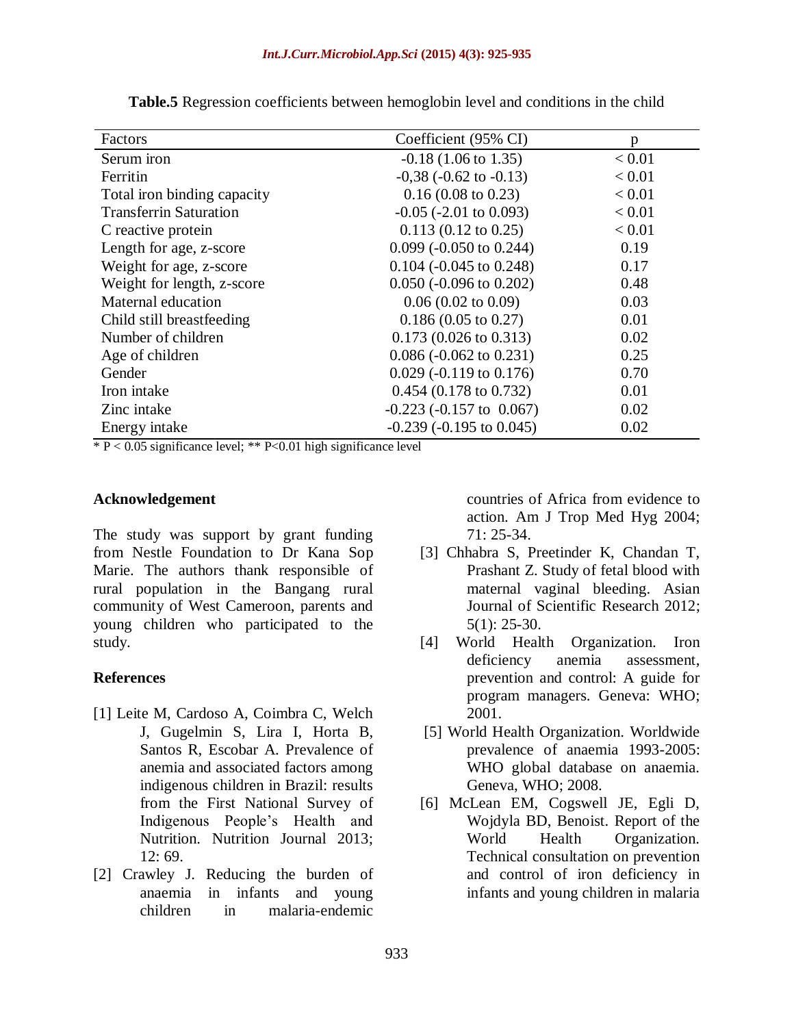**Table.5** Regression coefficients between hemoglobin level and conditions in the child

| Factors | Coefficient (95% CI) | p |
|---|---|---|
| Serum iron | -0.18 (1.06 to 1.35) | < 0.01 |
| Ferritin | -0,38 (-0.62 to -0.13) | < 0.01 |
| Total iron binding capacity | 0.16 (0.08 to 0.23) | < 0.01 |
| Transferrin Saturation | -0.05 (-2.01 to 0.093) | < 0.01 |
| C reactive protein | 0.113 (0.12 to 0.25) | < 0.01 |
| Length for age, z-score | 0.099 (-0.050 to 0.244) | 0.19 |
| Weight for age, z-score | 0.104 (-0.045 to 0.248) | 0.17 |
| Weight for length, z-score | 0.050 (-0.096 to 0.202) | 0.48 |
| Maternal education | 0.06 (0.02 to 0.09) | 0.03 |
| Child still breastfeeding | 0.186 (0.05 to 0.27) | 0.01 |
| Number of children | 0.173 (0.026 to 0.313) | 0.02 |
| Age of children | 0.086 (-0.062 to 0.231) | 0.25 |
| Gender | 0.029 (-0.119 to 0.176) | 0.70 |
| Iron intake | 0.454 (0.178 to 0.732) | 0.01 |
| Zinc intake | -0.223 (-0.157 to 0.067) | 0.02 |
| Energy intake | -0.239 (-0.195 to 0.045) | 0.02 |

* $P < 0.05$ significance level; ** $P<0.01$ high significance level

## Acknowledgement

The study was support by grant funding from Nestle Foundation to Dr Kana Sop Marie. The authors thank responsible of rural population in the Bangang rural community of West Cameroon, parents and young children who participated to the study.

## References

[1] Leite M, Cardoso A, Coimbra C, Welch J, Gugelmin S, Lira I, Horta B, Santos R, Escobar A. Prevalence of anemia and associated factors among indigenous children in Brazil: results from the First National Survey of Indigenous People's Health and Nutrition. Nutrition Journal 2013; 12: 69.

[2] Crawley J. Reducing the burden of anaemia in infants and young children in malaria-endemic countries of Africa from evidence to action. Am J Trop Med Hyg 2004; 71: 25-34.

[3] Chhabra S, Preetinder K, Chandan T, Prashant Z. Study of fetal blood with maternal vaginal bleeding. Asian Journal of Scientific Research 2012; 5(1): 25-30.

[4] World Health Organization. Iron deficiency anemia assessment, prevention and control: A guide for program managers. Geneva: WHO; 2001.

[5] World Health Organization. Worldwide prevalence of anaemia 1993-2005: WHO global database on anaemia. Geneva, WHO; 2008.

[6] McLean EM, Cogswell JE, Egli D, Wojdyla BD, Benoist. Report of the World Health Organization. Technical consultation on prevention and control of iron deficiency in infants and young children in malaria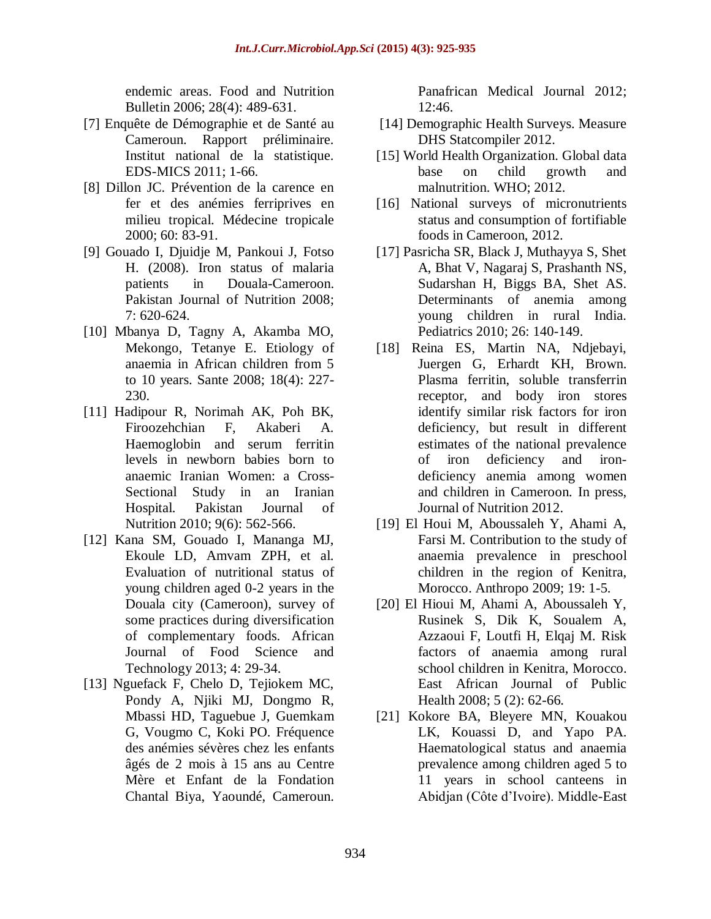endemic areas. Food and Nutrition Bulletin 2006; 28(4): 489-631.

[7] Enquête de Démographie et de Santé au Cameroun. Rapport préliminaire. Institut national de la statistique. EDS-MICS 2011; 1-66.

[8] Dillon JC. Prévention de la carence en fer et des anémies ferriprives en milieu tropical. Médecine tropicale 2000; 60: 83-91.

[9] Gouado I, Djuidje M, Pankoui J, Fotso H. (2008). Iron status of malaria patients in Douala-Cameroon. Pakistan Journal of Nutrition 2008; 7: 620-624.

[10] Mbanya D, Tagny A, Akamba MO, Mekongo, Tetanye E. Etiology of anaemia in African children from 5 to 10 years. Sante 2008; 18(4): 227-230.

[11] Hadipour R, Norimah AK, Poh BK, Firoozehchian F, Akaberi A. Haemoglobin and serum ferritin levels in newborn babies born to anaemic Iranian Women: a Cross-Sectional Study in an Iranian Hospital. Pakistan Journal of Nutrition 2010; 9(6): 562-566.

[12] Kana SM, Gouado I, Mananga MJ, Ekoule LD, Amvam ZPH, et al. Evaluation of nutritional status of young children aged 0-2 years in the Douala city (Cameroon), survey of some practices during diversification of complementary foods. African Journal of Food Science and Technology 2013; 4: 29-34.

[13] Nguefack F, Chelo D, Tejiokem MC, Pondy A, Njiki MJ, Dongmo R, Mbassi HD, Taguebue J, Guemkam G, Vougmo C, Koki PO. Fréquence des anémies sévères chez les enfants âgés de 2 mois à 15 ans au Centre Mère et Enfant de la Fondation Chantal Biya, Yaoundé, Cameroun. Panafrican Medical Journal 2012; 12:46.

[14] Demographic Health Surveys. Measure DHS Statcompiler 2012.

[15] World Health Organization. Global data base on child growth and malnutrition. WHO; 2012.

[16] National surveys of micronutrients status and consumption of fortifiable foods in Cameroon, 2012.

[17] Pasricha SR, Black J, Muthayya S, Shet A, Bhat V, Nagaraj S, Prashanth NS, Sudarshan H, Biggs BA, Shet AS. Determinants of anemia among young children in rural India. Pediatrics 2010; 26: 140-149.

[18] Reina ES, Martin NA, Ndjebayi, Juergen G, Erhardt KH, Brown. Plasma ferritin, soluble transferrin receptor, and body iron stores identify similar risk factors for iron deficiency, but result in different estimates of the national prevalence of iron deficiency and iron-deficiency anemia among women and children in Cameroon. In press, Journal of Nutrition 2012.

[19] El Houi M, Aboussaleh Y, Ahami A, Farsi M. Contribution to the study of anaemia prevalence in preschool children in the region of Kenitra, Morocco. Anthropo 2009; 19: 1-5.

[20] El Hioui M, Ahami A, Aboussaleh Y, Rusinek S, Dik K, Soualem A, Azzaoui F, Loutfi H, Elqaj M. Risk factors of anaemia among rural school children in Kenitra, Morocco. East African Journal of Public Health 2008; 5 (2): 62-66.

[21] Kokore BA, Bleyere MN, Kouakou LK, Kouassi D, and Yapo PA. Haematological status and anaemia prevalence among children aged 5 to 11 years in school canteens in Abidjan (Côte d'Ivoire). Middle-East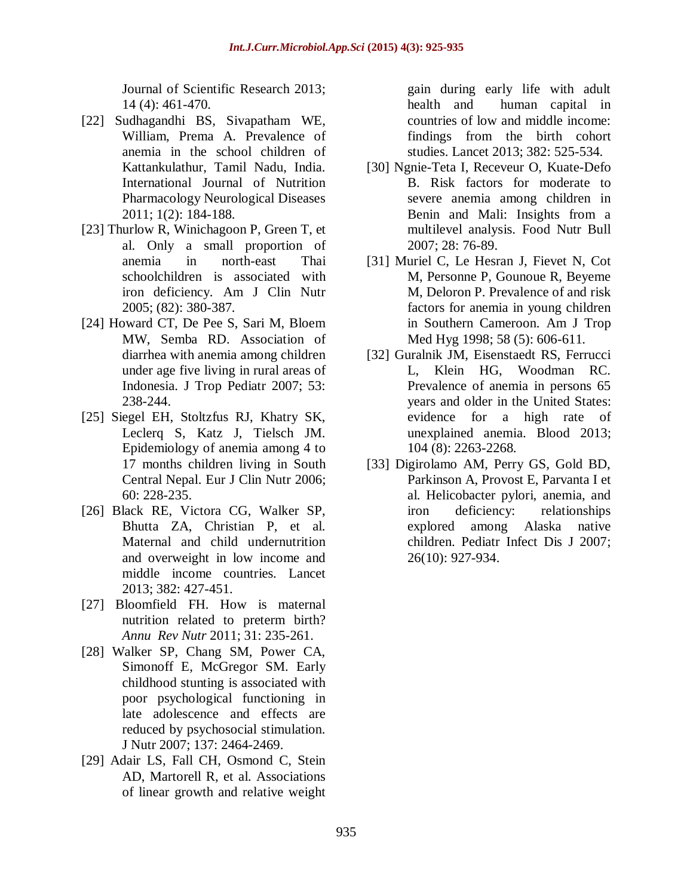Journal of Scientific Research 2013; 14 (4): 461-470.

[22] Sudhagandhi BS, Sivapatham WE, William, Prema A. Prevalence of anemia in the school children of Kattankulathur, Tamil Nadu, India. International Journal of Nutrition Pharmacology Neurological Diseases 2011; 1(2): 184-188.

[23] Thurlow R, Winichagoon P, Green T, et al. Only a small proportion of anemia in north-east Thai schoolchildren is associated with iron deficiency. Am J Clin Nutr 2005; (82): 380-387.

[24] Howard CT, De Pee S, Sari M, Bloem MW, Semba RD. Association of diarrhea with anemia among children under age five living in rural areas of Indonesia. J Trop Pediatr 2007; 53: 238-244.

[25] Siegel EH, Stoltzfus RJ, Khatry SK, Leclerq S, Katz J, Tielsch JM. Epidemiology of anemia among 4 to 17 months children living in South Central Nepal. Eur J Clin Nutr 2006; 60: 228-235.

[26] Black RE, Victora CG, Walker SP, Bhutta ZA, Christian P, et al. Maternal and child undernutrition and overweight in low income and middle income countries. Lancet 2013; 382: 427-451.

[27] Bloomfield FH. How is maternal nutrition related to preterm birth? *Annu Rev Nutr* 2011; 31: 235-261.

[28] Walker SP, Chang SM, Power CA, Simonoff E, McGregor SM. Early childhood stunting is associated with poor psychological functioning in late adolescence and effects are reduced by psychosocial stimulation. J Nutr 2007; 137: 2464-2469.

[29] Adair LS, Fall CH, Osmond C, Stein AD, Martorell R, et al. Associations of linear growth and relative weight gain during early life with adult health and human capital in countries of low and middle income: findings from the birth cohort studies. Lancet 2013; 382: 525-534.

[30] Ngnie-Teta I, Receveur O, Kuate-Defo B. Risk factors for moderate to severe anemia among children in Benin and Mali: Insights from a multilevel analysis. Food Nutr Bull 2007; 28: 76-89.

[31] Muriel C, Le Hesran J, Fievet N, Cot M, Personne P, Gounoue R, Beyeme M, Deloron P. Prevalence of and risk factors for anemia in young children in Southern Cameroon. Am J Trop Med Hyg 1998; 58 (5): 606-611.

[32] Guralnik JM, Eisenstaedt RS, Ferrucci L, Klein HG, Woodman RC. Prevalence of anemia in persons 65 years and older in the United States: evidence for a high rate of unexplained anemia. Blood 2013; 104 (8): 2263-2268.

[33] Digirolamo AM, Perry GS, Gold BD, Parkinson A, Provost E, Parvanta I et al. Helicobacter pylori, anemia, and iron deficiency: relationships explored among Alaska native children. Pediatr Infect Dis J 2007; 26(10): 927-934.